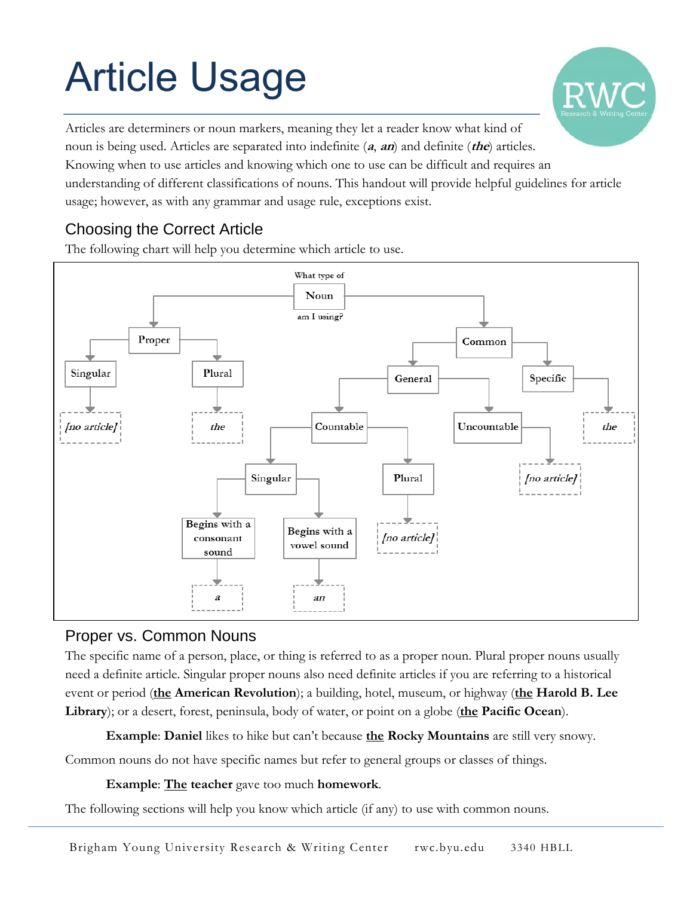# Article Usage

Articles are determiners or noun markers, meaning they let a reader know what kind of noun is being used. Articles are separated into indefinite (***a***, ***an***) and definite (***the***) articles. Knowing when to use articles and knowing which one to use can be difficult and requires an understanding of different classifications of nouns. This handout will provide helpful guidelines for article usage; however, as with any grammar and usage rule, exceptions exist.

## Choosing the Correct Article

The following chart will help you determine which article to use.

What type of **Noun** am I using?

- **Proper**
  - **Singular** → *[no article]*
  - **Plural** → *the*
- **Common**
  - **General**
    - **Countable**
      - **Singular**
        - **Begins with a consonant sound** → *a*
        - **Begins with a vowel sound** → *an*
      - **Plural** → *[no article]*
    - **Uncountable** → *[no article]*
  - **Specific** → *the*

## Proper vs. Common Nouns

The specific name of a person, place, or thing is referred to as a proper noun. Plural proper nouns usually need a definite article. Singular proper nouns also need definite articles if you are referring to a historical event or period (**<u>the</u> American Revolution**); a building, hotel, museum, or highway (**<u>the</u> Harold B. Lee Library**); or a desert, forest, peninsula, body of water, or point on a globe (**<u>the</u> Pacific Ocean**).

> **Example**: **Daniel** likes to hike but can't because **<u>the</u> Rocky Mountains** are still very snowy.

Common nouns do not have specific names but refer to general groups or classes of things.

> **Example**: **<u>The</u> teacher** gave too much **homework**.

The following sections will help you know which article (if any) to use with common nouns.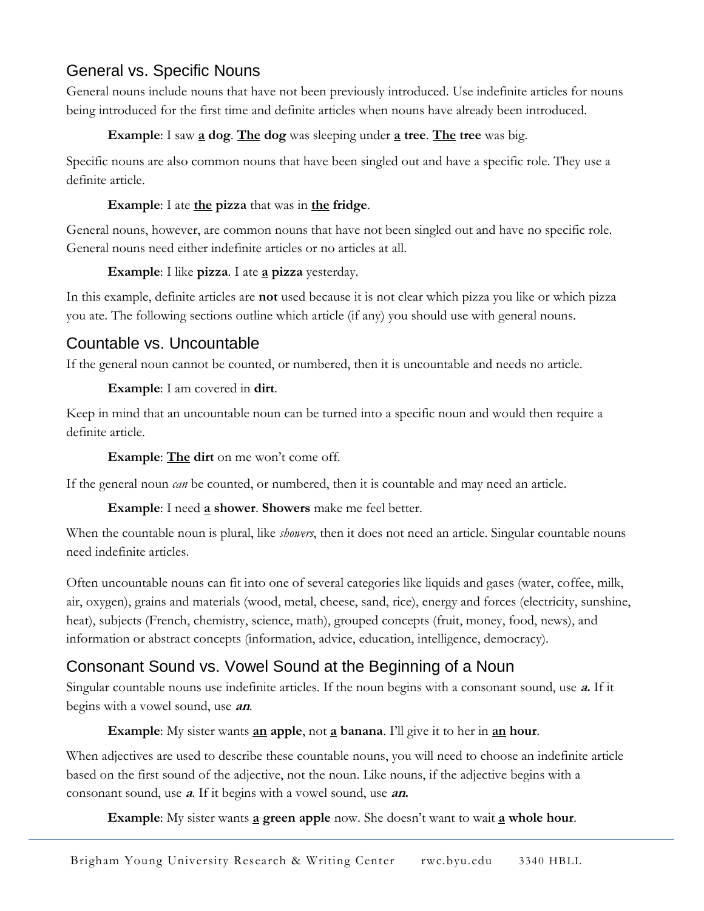## General vs. Specific Nouns

General nouns include nouns that have not been previously introduced. Use indefinite articles for nouns being introduced for the first time and definite articles when nouns have already been introduced.

> **Example**: I saw **a dog**. **The dog** was sleeping under **a tree**. **The tree** was big.

Specific nouns are also common nouns that have been singled out and have a specific role. They use a definite article.

> **Example**: I ate **the pizza** that was in **the fridge**.

General nouns, however, are common nouns that have not been singled out and have no specific role. General nouns need either indefinite articles or no articles at all.

> **Example**: I like **pizza**. I ate **a pizza** yesterday.

In this example, definite articles are **not** used because it is not clear which pizza you like or which pizza you ate. The following sections outline which article (if any) you should use with general nouns.

## Countable vs. Uncountable

If the general noun cannot be counted, or numbered, then it is uncountable and needs no article.

> **Example**: I am covered in **dirt**.

Keep in mind that an uncountable noun can be turned into a specific noun and would then require a definite article.

> **Example**: **The dirt** on me won't come off.

If the general noun *can* be counted, or numbered, then it is countable and may need an article.

> **Example**: I need **a shower**. **Showers** make me feel better.

When the countable noun is plural, like *showers*, then it does not need an article. Singular countable nouns need indefinite articles.

Often uncountable nouns can fit into one of several categories like liquids and gases (water, coffee, milk, air, oxygen), grains and materials (wood, metal, cheese, sand, rice), energy and forces (electricity, sunshine, heat), subjects (French, chemistry, science, math), grouped concepts (fruit, money, food, news), and information or abstract concepts (information, advice, education, intelligence, democracy).

## Consonant Sound vs. Vowel Sound at the Beginning of a Noun

Singular countable nouns use indefinite articles. If the noun begins with a consonant sound, use ***a.*** If it begins with a vowel sound, use ***an***.

> **Example**: My sister wants **an apple**, not **a banana**. I'll give it to her in **an hour**.

When adjectives are used to describe these countable nouns, you will need to choose an indefinite article based on the first sound of the adjective, not the noun. Like nouns, if the adjective begins with a consonant sound, use ***a***. If it begins with a vowel sound, use ***an.***

> **Example**: My sister wants **a green apple** now. She doesn't want to wait **a whole hour**.